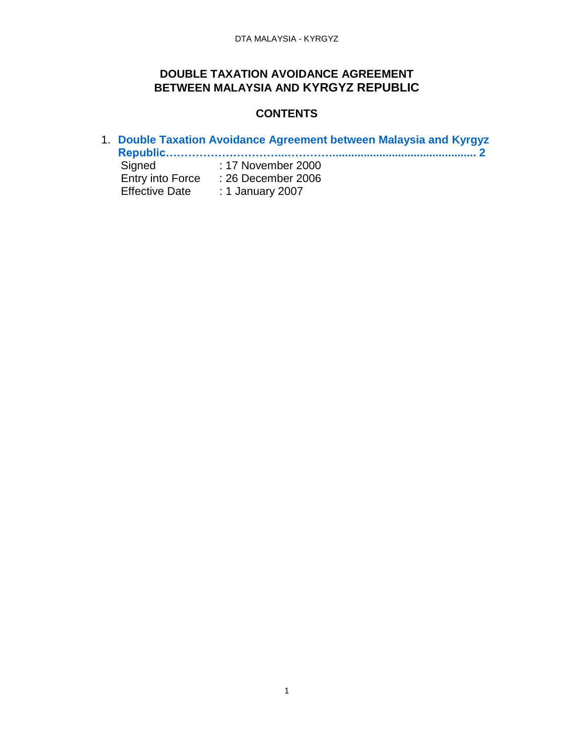# DOUBLE TAXATION AVOIDANCE AGREEMENT BETWEEN MALAYSIA AND KYRGYZ REPUBLIC

## CONTENTS

1. **Double Taxation Avoidance Agreement between Malaysia and Kyrgyz Republic…………………………..………….............................................. 2**

| | |
|---|---|
| Signed | : 17 November 2000 |
| Entry into Force | : 26 December 2006 |
| Effective Date | : 1 January 2007 |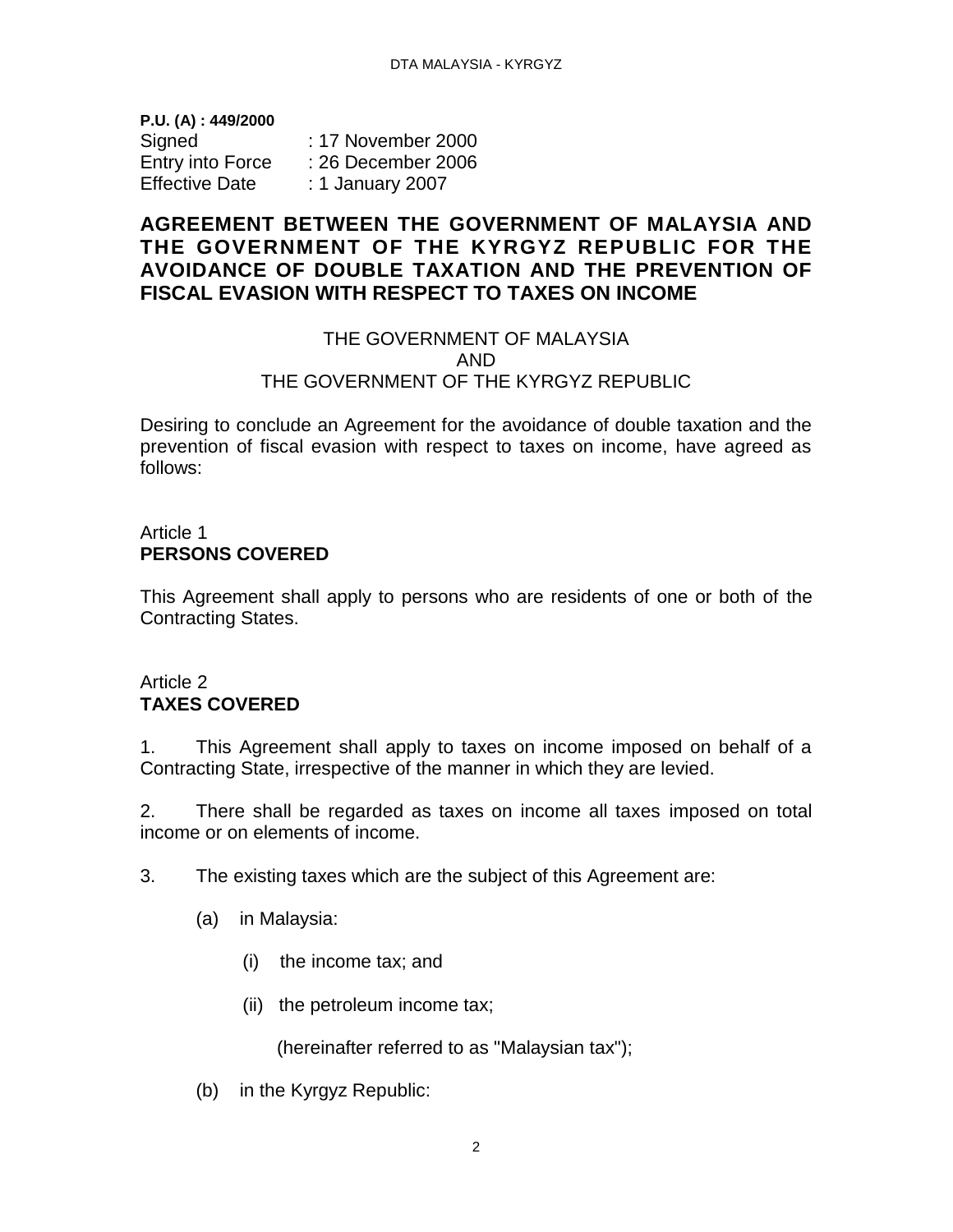**P.U. (A) : 449/2000**

Signed : 17 November 2000
Entry into Force : 26 December 2006
Effective Date : 1 January 2007

# AGREEMENT BETWEEN THE GOVERNMENT OF MALAYSIA AND THE GOVERNMENT OF THE KYRGYZ REPUBLIC FOR THE AVOIDANCE OF DOUBLE TAXATION AND THE PREVENTION OF FISCAL EVASION WITH RESPECT TO TAXES ON INCOME

THE GOVERNMENT OF MALAYSIA
AND
THE GOVERNMENT OF THE KYRGYZ REPUBLIC

Desiring to conclude an Agreement for the avoidance of double taxation and the prevention of fiscal evasion with respect to taxes on income, have agreed as follows:

## Article 1
## PERSONS COVERED

This Agreement shall apply to persons who are residents of one or both of the Contracting States.

## Article 2
## TAXES COVERED

1. This Agreement shall apply to taxes on income imposed on behalf of a Contracting State, irrespective of the manner in which they are levied.

2. There shall be regarded as taxes on income all taxes imposed on total income or on elements of income.

3. The existing taxes which are the subject of this Agreement are:

(a) in Malaysia:

(i) the income tax; and

(ii) the petroleum income tax;

(hereinafter referred to as "Malaysian tax");

(b) in the Kyrgyz Republic: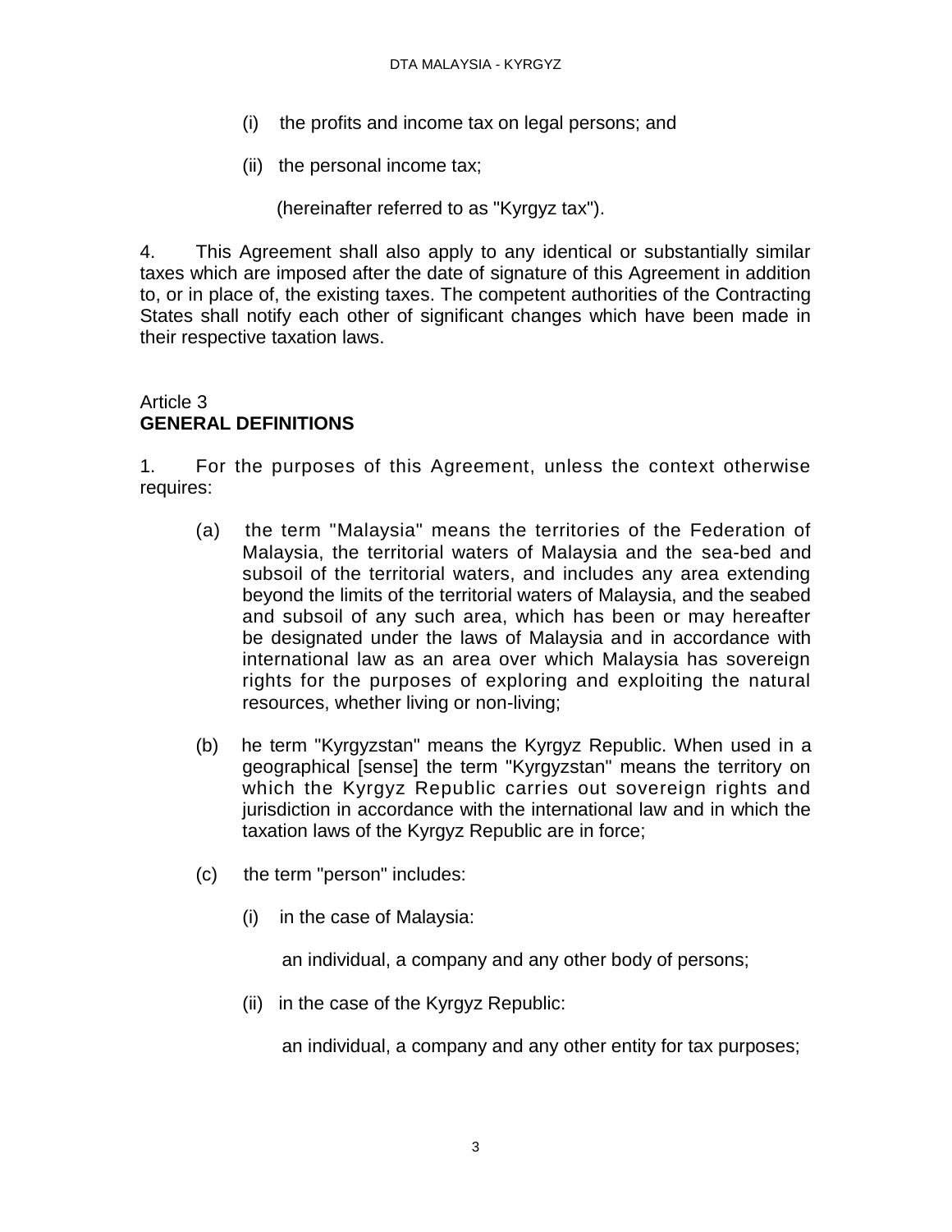(i) the profits and income tax on legal persons; and

(ii) the personal income tax;

(hereinafter referred to as "Kyrgyz tax").

4. This Agreement shall also apply to any identical or substantially similar taxes which are imposed after the date of signature of this Agreement in addition to, or in place of, the existing taxes. The competent authorities of the Contracting States shall notify each other of significant changes which have been made in their respective taxation laws.

Article 3
**GENERAL DEFINITIONS**

1. For the purposes of this Agreement, unless the context otherwise requires:

(a) the term "Malaysia" means the territories of the Federation of Malaysia, the territorial waters of Malaysia and the sea-bed and subsoil of the territorial waters, and includes any area extending beyond the limits of the territorial waters of Malaysia, and the seabed and subsoil of any such area, which has been or may hereafter be designated under the laws of Malaysia and in accordance with international law as an area over which Malaysia has sovereign rights for the purposes of exploring and exploiting the natural resources, whether living or non-living;

(b) he term "Kyrgyzstan" means the Kyrgyz Republic. When used in a geographical [sense] the term "Kyrgyzstan" means the territory on which the Kyrgyz Republic carries out sovereign rights and jurisdiction in accordance with the international law and in which the taxation laws of the Kyrgyz Republic are in force;

(c) the term "person" includes:

(i) in the case of Malaysia:

an individual, a company and any other body of persons;

(ii) in the case of the Kyrgyz Republic:

an individual, a company and any other entity for tax purposes;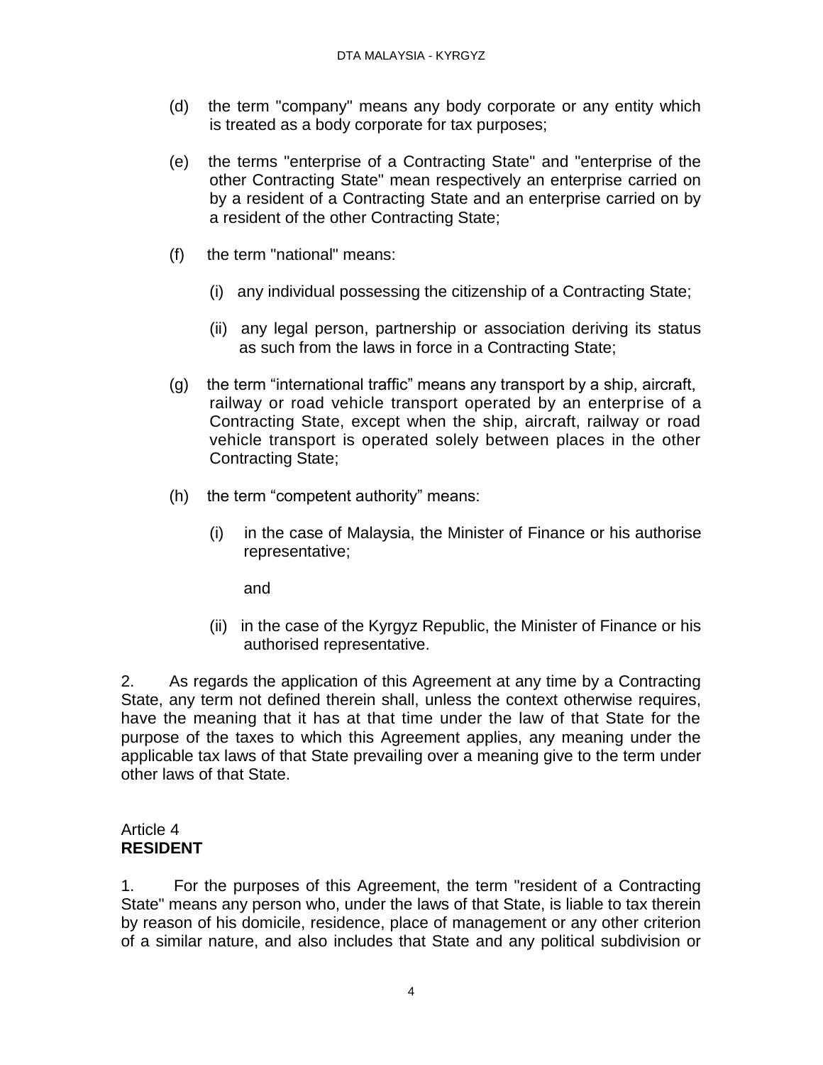(d) the term "company" means any body corporate or any entity which is treated as a body corporate for tax purposes;

(e) the terms "enterprise of a Contracting State" and "enterprise of the other Contracting State" mean respectively an enterprise carried on by a resident of a Contracting State and an enterprise carried on by a resident of the other Contracting State;

(f) the term "national" means:

(i) any individual possessing the citizenship of a Contracting State;

(ii) any legal person, partnership or association deriving its status as such from the laws in force in a Contracting State;

(g) the term "international traffic" means any transport by a ship, aircraft, railway or road vehicle transport operated by an enterprise of a Contracting State, except when the ship, aircraft, railway or road vehicle transport is operated solely between places in the other Contracting State;

(h) the term "competent authority" means:

(i) in the case of Malaysia, the Minister of Finance or his authorise representative;

and

(ii) in the case of the Kyrgyz Republic, the Minister of Finance or his authorised representative.

2. As regards the application of this Agreement at any time by a Contracting State, any term not defined therein shall, unless the context otherwise requires, have the meaning that it has at that time under the law of that State for the purpose of the taxes to which this Agreement applies, any meaning under the applicable tax laws of that State prevailing over a meaning give to the term under other laws of that State.

Article 4
**RESIDENT**

1. For the purposes of this Agreement, the term "resident of a Contracting State" means any person who, under the laws of that State, is liable to tax therein by reason of his domicile, residence, place of management or any other criterion of a similar nature, and also includes that State and any political subdivision or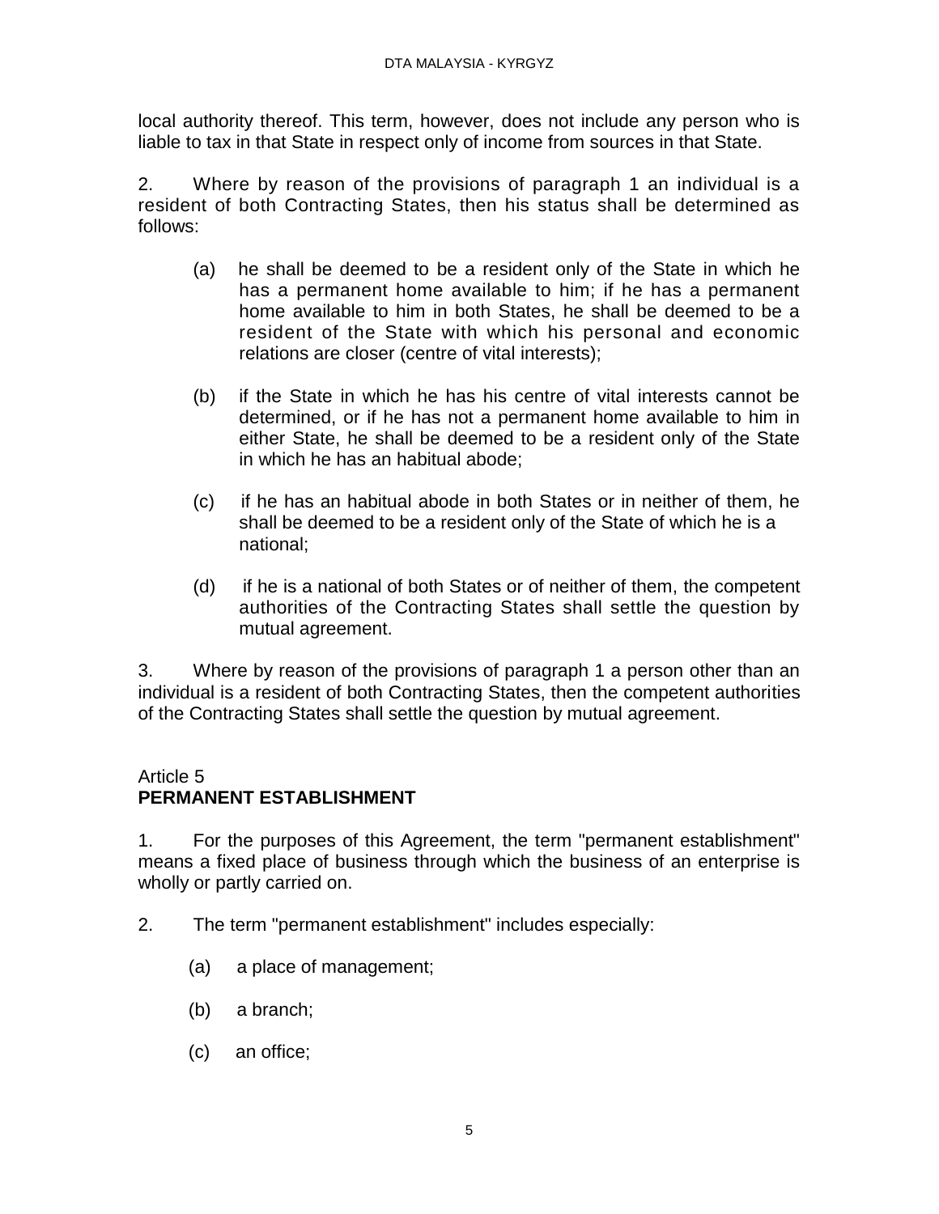local authority thereof. This term, however, does not include any person who is liable to tax in that State in respect only of income from sources in that State.

2. Where by reason of the provisions of paragraph 1 an individual is a resident of both Contracting States, then his status shall be determined as follows:

(a) he shall be deemed to be a resident only of the State in which he has a permanent home available to him; if he has a permanent home available to him in both States, he shall be deemed to be a resident of the State with which his personal and economic relations are closer (centre of vital interests);

(b) if the State in which he has his centre of vital interests cannot be determined, or if he has not a permanent home available to him in either State, he shall be deemed to be a resident only of the State in which he has an habitual abode;

(c) if he has an habitual abode in both States or in neither of them, he shall be deemed to be a resident only of the State of which he is a national;

(d) if he is a national of both States or of neither of them, the competent authorities of the Contracting States shall settle the question by mutual agreement.

3. Where by reason of the provisions of paragraph 1 a person other than an individual is a resident of both Contracting States, then the competent authorities of the Contracting States shall settle the question by mutual agreement.

## Article 5
## PERMANENT ESTABLISHMENT

1. For the purposes of this Agreement, the term "permanent establishment" means a fixed place of business through which the business of an enterprise is wholly or partly carried on.

2. The term "permanent establishment" includes especially:

(a) a place of management;

(b) a branch;

(c) an office;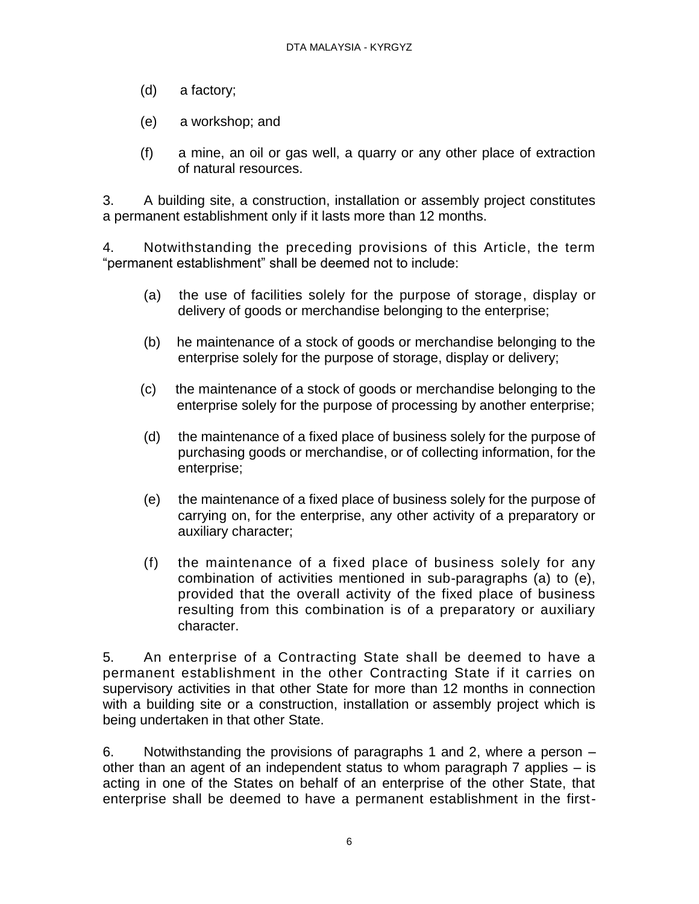(d) a factory;

(e) a workshop; and

(f) a mine, an oil or gas well, a quarry or any other place of extraction of natural resources.

3. A building site, a construction, installation or assembly project constitutes a permanent establishment only if it lasts more than 12 months.

4. Notwithstanding the preceding provisions of this Article, the term "permanent establishment" shall be deemed not to include:

(a) the use of facilities solely for the purpose of storage, display or delivery of goods or merchandise belonging to the enterprise;

(b) he maintenance of a stock of goods or merchandise belonging to the enterprise solely for the purpose of storage, display or delivery;

(c) the maintenance of a stock of goods or merchandise belonging to the enterprise solely for the purpose of processing by another enterprise;

(d) the maintenance of a fixed place of business solely for the purpose of purchasing goods or merchandise, or of collecting information, for the enterprise;

(e) the maintenance of a fixed place of business solely for the purpose of carrying on, for the enterprise, any other activity of a preparatory or auxiliary character;

(f) the maintenance of a fixed place of business solely for any combination of activities mentioned in sub-paragraphs (a) to (e), provided that the overall activity of the fixed place of business resulting from this combination is of a preparatory or auxiliary character.

5. An enterprise of a Contracting State shall be deemed to have a permanent establishment in the other Contracting State if it carries on supervisory activities in that other State for more than 12 months in connection with a building site or a construction, installation or assembly project which is being undertaken in that other State.

6. Notwithstanding the provisions of paragraphs 1 and 2, where a person – other than an agent of an independent status to whom paragraph 7 applies – is acting in one of the States on behalf of an enterprise of the other State, that enterprise shall be deemed to have a permanent establishment in the first-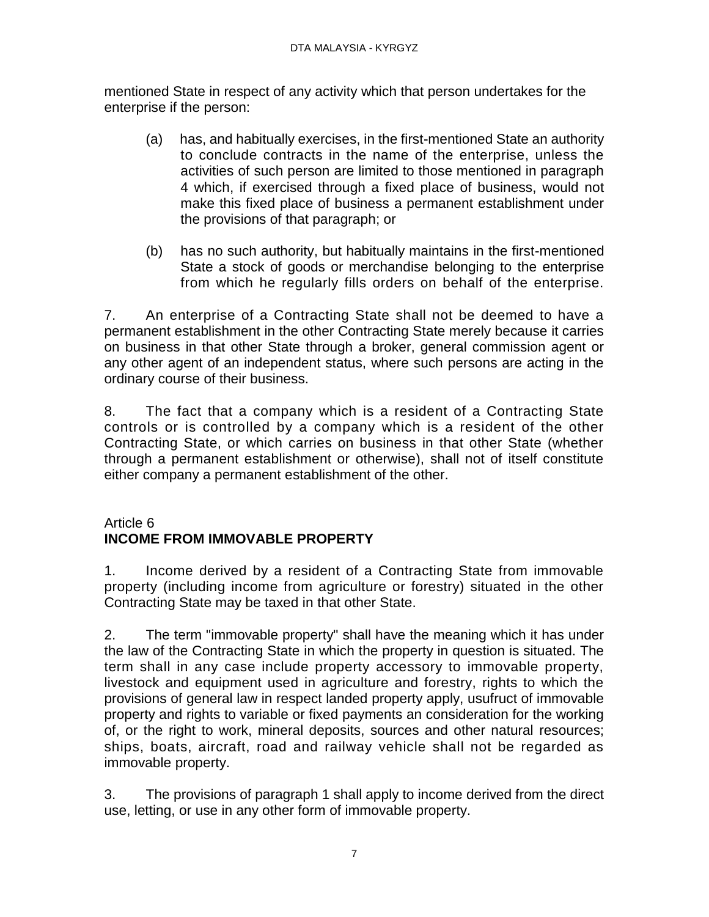mentioned State in respect of any activity which that person undertakes for the enterprise if the person:

(a) has, and habitually exercises, in the first-mentioned State an authority to conclude contracts in the name of the enterprise, unless the activities of such person are limited to those mentioned in paragraph 4 which, if exercised through a fixed place of business, would not make this fixed place of business a permanent establishment under the provisions of that paragraph; or

(b) has no such authority, but habitually maintains in the first-mentioned State a stock of goods or merchandise belonging to the enterprise from which he regularly fills orders on behalf of the enterprise.

7. An enterprise of a Contracting State shall not be deemed to have a permanent establishment in the other Contracting State merely because it carries on business in that other State through a broker, general commission agent or any other agent of an independent status, where such persons are acting in the ordinary course of their business.

8. The fact that a company which is a resident of a Contracting State controls or is controlled by a company which is a resident of the other Contracting State, or which carries on business in that other State (whether through a permanent establishment or otherwise), shall not of itself constitute either company a permanent establishment of the other.

## Article 6
## INCOME FROM IMMOVABLE PROPERTY

1. Income derived by a resident of a Contracting State from immovable property (including income from agriculture or forestry) situated in the other Contracting State may be taxed in that other State.

2. The term "immovable property" shall have the meaning which it has under the law of the Contracting State in which the property in question is situated. The term shall in any case include property accessory to immovable property, livestock and equipment used in agriculture and forestry, rights to which the provisions of general law in respect landed property apply, usufruct of immovable property and rights to variable or fixed payments an consideration for the working of, or the right to work, mineral deposits, sources and other natural resources; ships, boats, aircraft, road and railway vehicle shall not be regarded as immovable property.

3. The provisions of paragraph 1 shall apply to income derived from the direct use, letting, or use in any other form of immovable property.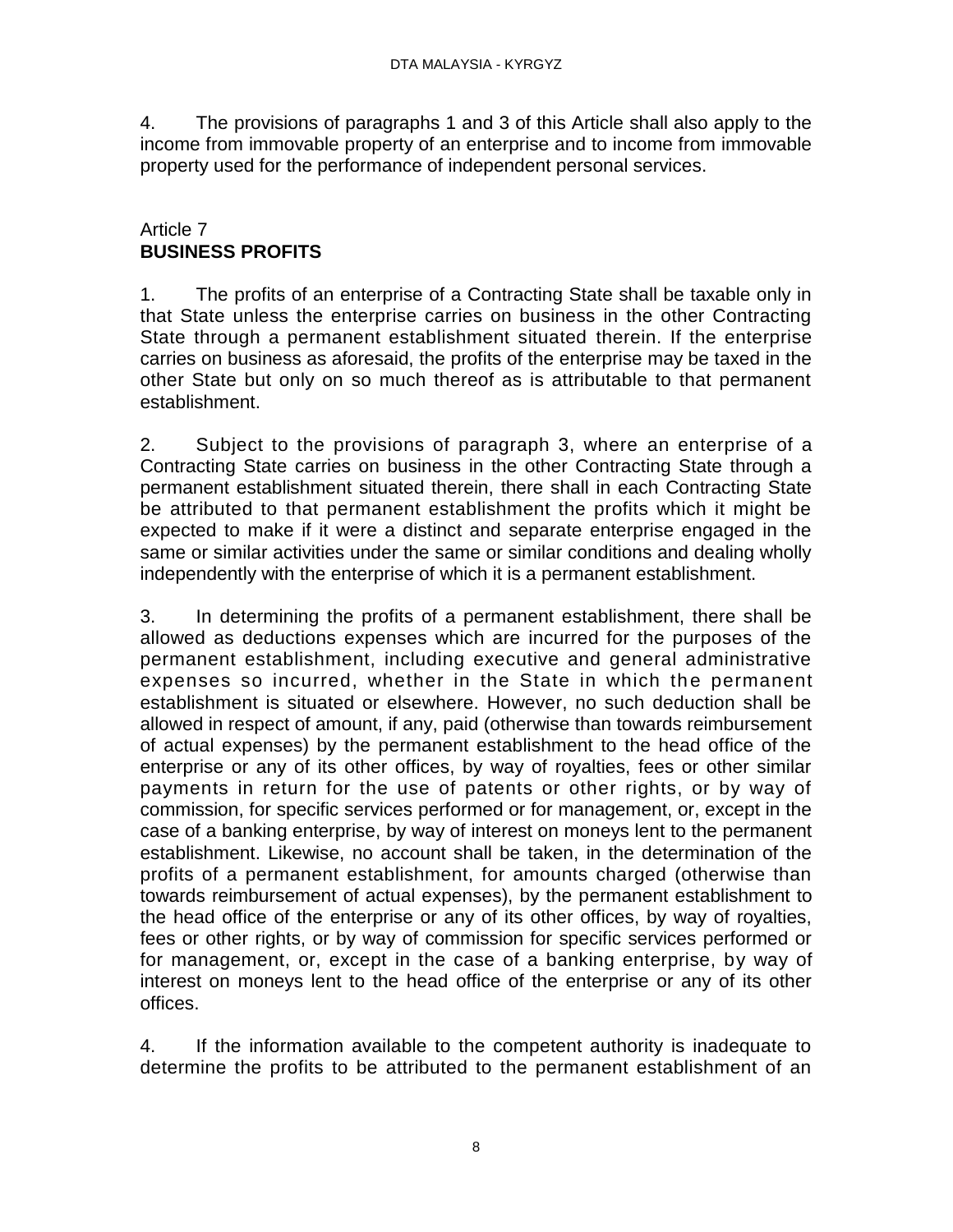4. The provisions of paragraphs 1 and 3 of this Article shall also apply to the income from immovable property of an enterprise and to income from immovable property used for the performance of independent personal services.

## Article 7
## **BUSINESS PROFITS**

1. The profits of an enterprise of a Contracting State shall be taxable only in that State unless the enterprise carries on business in the other Contracting State through a permanent establishment situated therein. If the enterprise carries on business as aforesaid, the profits of the enterprise may be taxed in the other State but only on so much thereof as is attributable to that permanent establishment.

2. Subject to the provisions of paragraph 3, where an enterprise of a Contracting State carries on business in the other Contracting State through a permanent establishment situated therein, there shall in each Contracting State be attributed to that permanent establishment the profits which it might be expected to make if it were a distinct and separate enterprise engaged in the same or similar activities under the same or similar conditions and dealing wholly independently with the enterprise of which it is a permanent establishment.

3. In determining the profits of a permanent establishment, there shall be allowed as deductions expenses which are incurred for the purposes of the permanent establishment, including executive and general administrative expenses so incurred, whether in the State in which the permanent establishment is situated or elsewhere. However, no such deduction shall be allowed in respect of amount, if any, paid (otherwise than towards reimbursement of actual expenses) by the permanent establishment to the head office of the enterprise or any of its other offices, by way of royalties, fees or other similar payments in return for the use of patents or other rights, or by way of commission, for specific services performed or for management, or, except in the case of a banking enterprise, by way of interest on moneys lent to the permanent establishment. Likewise, no account shall be taken, in the determination of the profits of a permanent establishment, for amounts charged (otherwise than towards reimbursement of actual expenses), by the permanent establishment to the head office of the enterprise or any of its other offices, by way of royalties, fees or other rights, or by way of commission for specific services performed or for management, or, except in the case of a banking enterprise, by way of interest on moneys lent to the head office of the enterprise or any of its other offices.

4. If the information available to the competent authority is inadequate to determine the profits to be attributed to the permanent establishment of an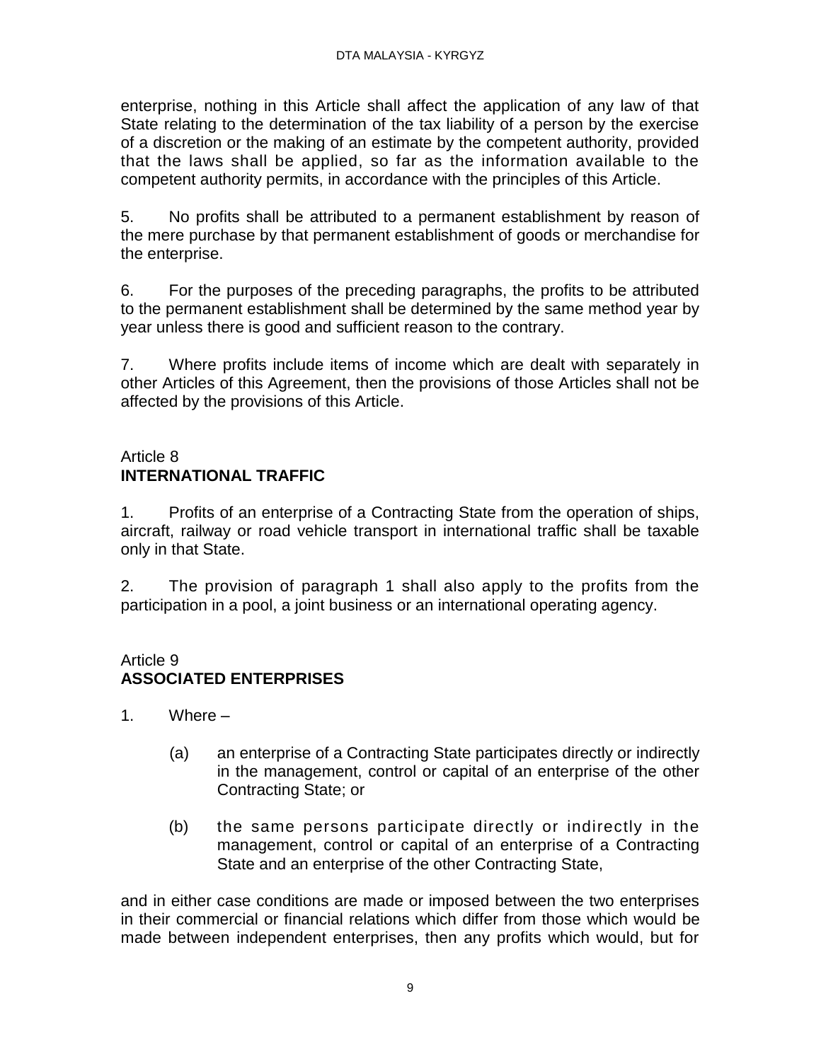enterprise, nothing in this Article shall affect the application of any law of that State relating to the determination of the tax liability of a person by the exercise of a discretion or the making of an estimate by the competent authority, provided that the laws shall be applied, so far as the information available to the competent authority permits, in accordance with the principles of this Article.

5. No profits shall be attributed to a permanent establishment by reason of the mere purchase by that permanent establishment of goods or merchandise for the enterprise.

6. For the purposes of the preceding paragraphs, the profits to be attributed to the permanent establishment shall be determined by the same method year by year unless there is good and sufficient reason to the contrary.

7. Where profits include items of income which are dealt with separately in other Articles of this Agreement, then the provisions of those Articles shall not be affected by the provisions of this Article.

## Article 8
## **INTERNATIONAL TRAFFIC**

1. Profits of an enterprise of a Contracting State from the operation of ships, aircraft, railway or road vehicle transport in international traffic shall be taxable only in that State.

2. The provision of paragraph 1 shall also apply to the profits from the participation in a pool, a joint business or an international operating agency.

## Article 9
## **ASSOCIATED ENTERPRISES**

1. Where –

   (a) an enterprise of a Contracting State participates directly or indirectly in the management, control or capital of an enterprise of the other Contracting State; or

   (b) the same persons participate directly or indirectly in the management, control or capital of an enterprise of a Contracting State and an enterprise of the other Contracting State,

and in either case conditions are made or imposed between the two enterprises in their commercial or financial relations which differ from those which would be made between independent enterprises, then any profits which would, but for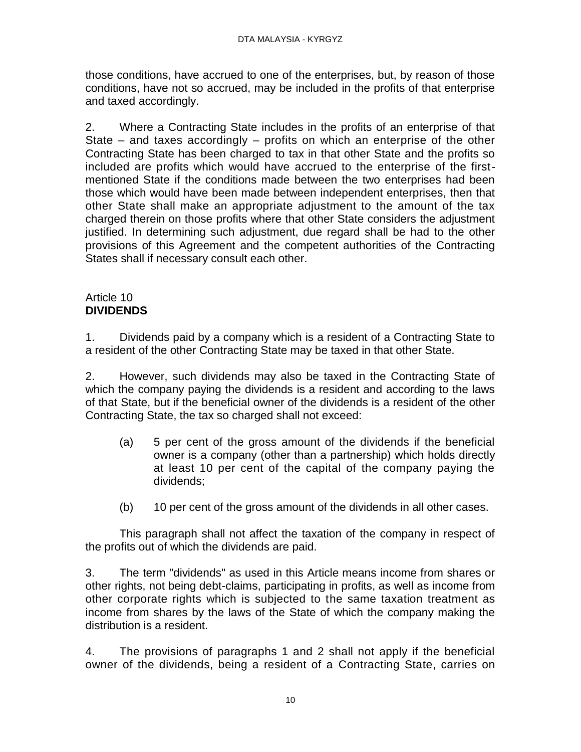those conditions, have accrued to one of the enterprises, but, by reason of those conditions, have not so accrued, may be included in the profits of that enterprise and taxed accordingly.

2. Where a Contracting State includes in the profits of an enterprise of that State – and taxes accordingly – profits on which an enterprise of the other Contracting State has been charged to tax in that other State and the profits so included are profits which would have accrued to the enterprise of the first-mentioned State if the conditions made between the two enterprises had been those which would have been made between independent enterprises, then that other State shall make an appropriate adjustment to the amount of the tax charged therein on those profits where that other State considers the adjustment justified. In determining such adjustment, due regard shall be had to the other provisions of this Agreement and the competent authorities of the Contracting States shall if necessary consult each other.

## Article 10
## **DIVIDENDS**

1. Dividends paid by a company which is a resident of a Contracting State to a resident of the other Contracting State may be taxed in that other State.

2. However, such dividends may also be taxed in the Contracting State of which the company paying the dividends is a resident and according to the laws of that State, but if the beneficial owner of the dividends is a resident of the other Contracting State, the tax so charged shall not exceed:

   (a) 5 per cent of the gross amount of the dividends if the beneficial owner is a company (other than a partnership) which holds directly at least 10 per cent of the capital of the company paying the dividends;

   (b) 10 per cent of the gross amount of the dividends in all other cases.

This paragraph shall not affect the taxation of the company in respect of the profits out of which the dividends are paid.

3. The term "dividends" as used in this Article means income from shares or other rights, not being debt-claims, participating in profits, as well as income from other corporate rights which is subjected to the same taxation treatment as income from shares by the laws of the State of which the company making the distribution is a resident.

4. The provisions of paragraphs 1 and 2 shall not apply if the beneficial owner of the dividends, being a resident of a Contracting State, carries on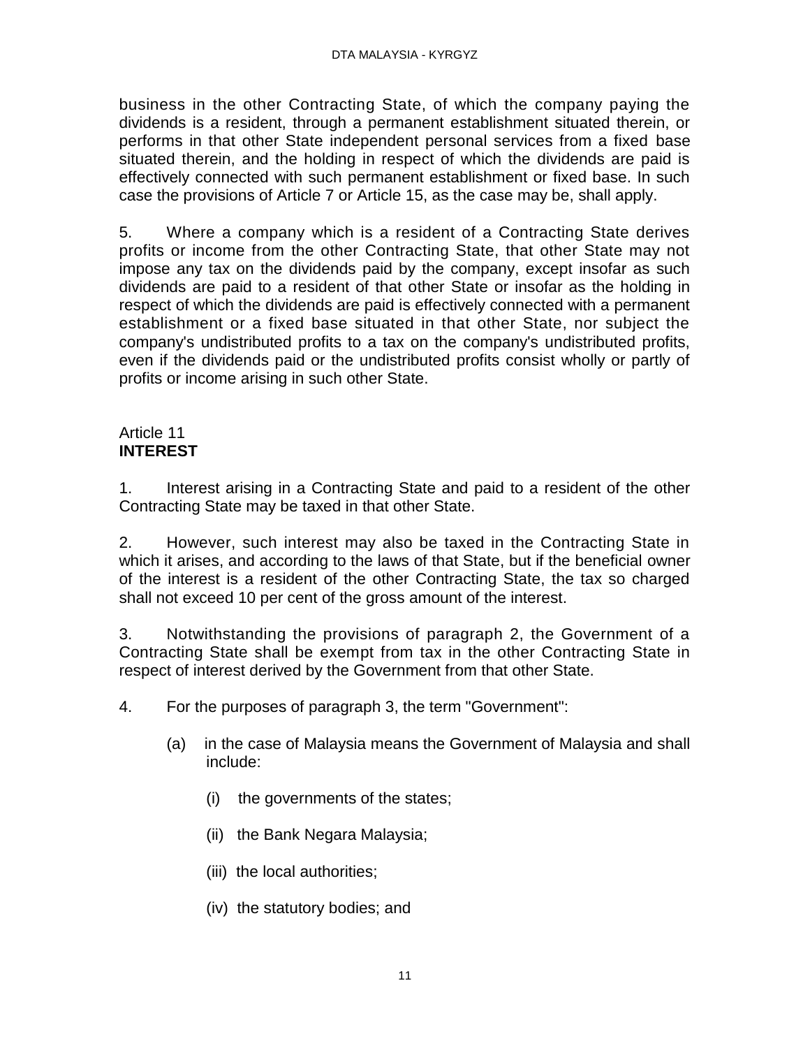business in the other Contracting State, of which the company paying the dividends is a resident, through a permanent establishment situated therein, or performs in that other State independent personal services from a fixed base situated therein, and the holding in respect of which the dividends are paid is effectively connected with such permanent establishment or fixed base. In such case the provisions of Article 7 or Article 15, as the case may be, shall apply.

5. Where a company which is a resident of a Contracting State derives profits or income from the other Contracting State, that other State may not impose any tax on the dividends paid by the company, except insofar as such dividends are paid to a resident of that other State or insofar as the holding in respect of which the dividends are paid is effectively connected with a permanent establishment or a fixed base situated in that other State, nor subject the company's undistributed profits to a tax on the company's undistributed profits, even if the dividends paid or the undistributed profits consist wholly or partly of profits or income arising in such other State.

## Article 11
**INTEREST**

1. Interest arising in a Contracting State and paid to a resident of the other Contracting State may be taxed in that other State.

2. However, such interest may also be taxed in the Contracting State in which it arises, and according to the laws of that State, but if the beneficial owner of the interest is a resident of the other Contracting State, the tax so charged shall not exceed 10 per cent of the gross amount of the interest.

3. Notwithstanding the provisions of paragraph 2, the Government of a Contracting State shall be exempt from tax in the other Contracting State in respect of interest derived by the Government from that other State.

4. For the purposes of paragraph 3, the term "Government":

   (a) in the case of Malaysia means the Government of Malaysia and shall include:

      (i) the governments of the states;

      (ii) the Bank Negara Malaysia;

      (iii) the local authorities;

      (iv) the statutory bodies; and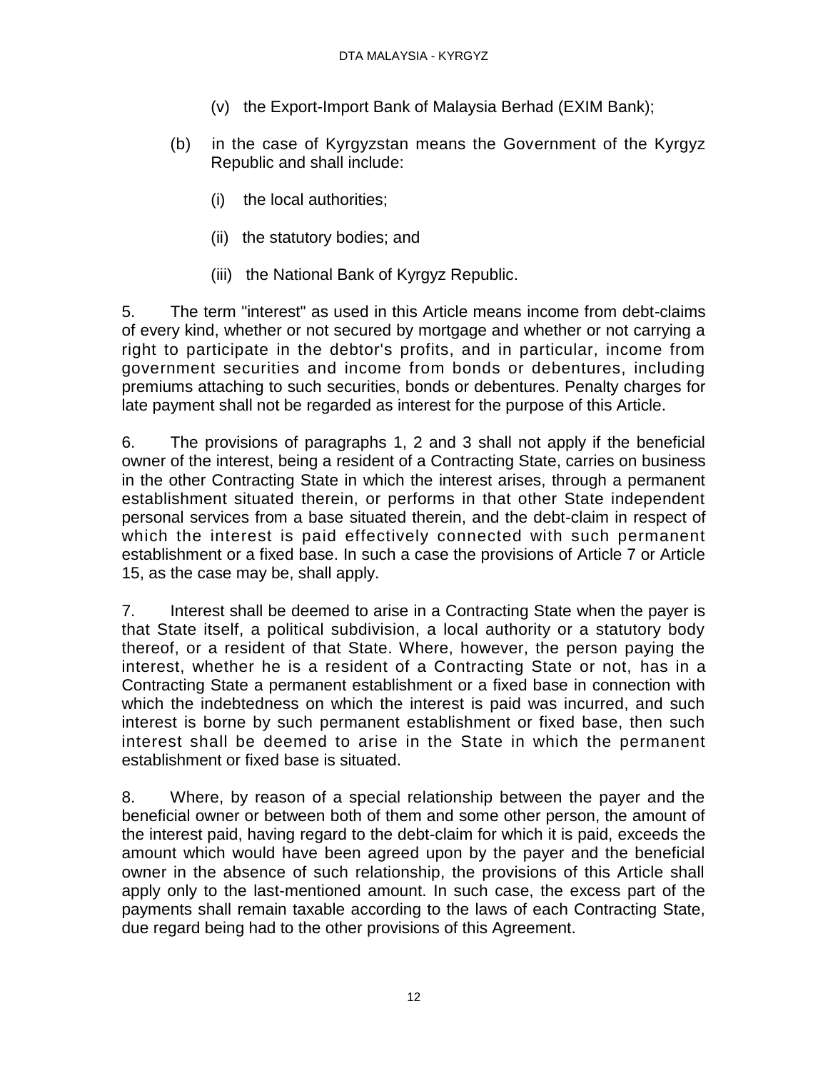(v) the Export-Import Bank of Malaysia Berhad (EXIM Bank);

(b) in the case of Kyrgyzstan means the Government of the Kyrgyz Republic and shall include:

(i) the local authorities;

(ii) the statutory bodies; and

(iii) the National Bank of Kyrgyz Republic.

5. The term "interest" as used in this Article means income from debt-claims of every kind, whether or not secured by mortgage and whether or not carrying a right to participate in the debtor's profits, and in particular, income from government securities and income from bonds or debentures, including premiums attaching to such securities, bonds or debentures. Penalty charges for late payment shall not be regarded as interest for the purpose of this Article.

6. The provisions of paragraphs 1, 2 and 3 shall not apply if the beneficial owner of the interest, being a resident of a Contracting State, carries on business in the other Contracting State in which the interest arises, through a permanent establishment situated therein, or performs in that other State independent personal services from a base situated therein, and the debt-claim in respect of which the interest is paid effectively connected with such permanent establishment or a fixed base. In such a case the provisions of Article 7 or Article 15, as the case may be, shall apply.

7. Interest shall be deemed to arise in a Contracting State when the payer is that State itself, a political subdivision, a local authority or a statutory body thereof, or a resident of that State. Where, however, the person paying the interest, whether he is a resident of a Contracting State or not, has in a Contracting State a permanent establishment or a fixed base in connection with which the indebtedness on which the interest is paid was incurred, and such interest is borne by such permanent establishment or fixed base, then such interest shall be deemed to arise in the State in which the permanent establishment or fixed base is situated.

8. Where, by reason of a special relationship between the payer and the beneficial owner or between both of them and some other person, the amount of the interest paid, having regard to the debt-claim for which it is paid, exceeds the amount which would have been agreed upon by the payer and the beneficial owner in the absence of such relationship, the provisions of this Article shall apply only to the last-mentioned amount. In such case, the excess part of the payments shall remain taxable according to the laws of each Contracting State, due regard being had to the other provisions of this Agreement.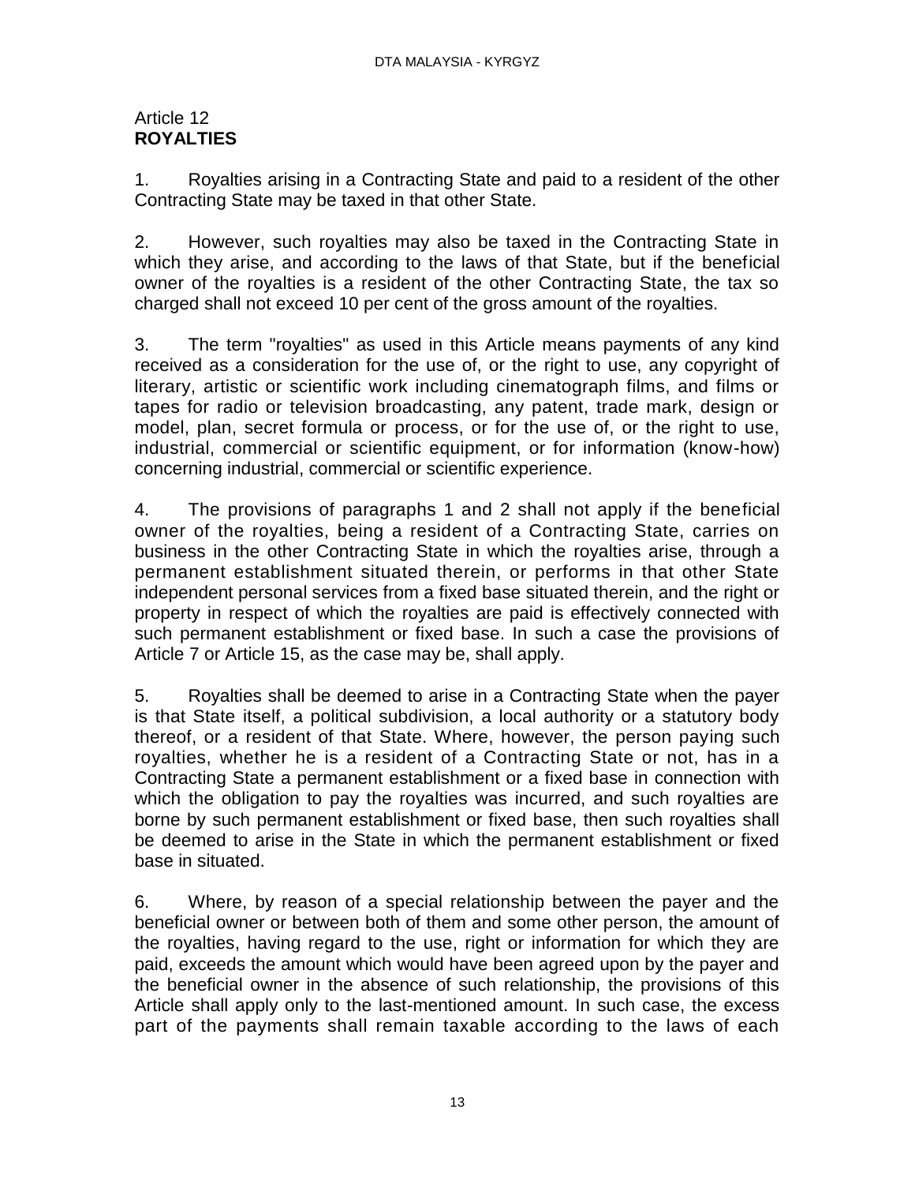Article 12
**ROYALTIES**

1. Royalties arising in a Contracting State and paid to a resident of the other Contracting State may be taxed in that other State.

2. However, such royalties may also be taxed in the Contracting State in which they arise, and according to the laws of that State, but if the beneficial owner of the royalties is a resident of the other Contracting State, the tax so charged shall not exceed 10 per cent of the gross amount of the royalties.

3. The term "royalties" as used in this Article means payments of any kind received as a consideration for the use of, or the right to use, any copyright of literary, artistic or scientific work including cinematograph films, and films or tapes for radio or television broadcasting, any patent, trade mark, design or model, plan, secret formula or process, or for the use of, or the right to use, industrial, commercial or scientific equipment, or for information (know-how) concerning industrial, commercial or scientific experience.

4. The provisions of paragraphs 1 and 2 shall not apply if the beneficial owner of the royalties, being a resident of a Contracting State, carries on business in the other Contracting State in which the royalties arise, through a permanent establishment situated therein, or performs in that other State independent personal services from a fixed base situated therein, and the right or property in respect of which the royalties are paid is effectively connected with such permanent establishment or fixed base. In such a case the provisions of Article 7 or Article 15, as the case may be, shall apply.

5. Royalties shall be deemed to arise in a Contracting State when the payer is that State itself, a political subdivision, a local authority or a statutory body thereof, or a resident of that State. Where, however, the person paying such royalties, whether he is a resident of a Contracting State or not, has in a Contracting State a permanent establishment or a fixed base in connection with which the obligation to pay the royalties was incurred, and such royalties are borne by such permanent establishment or fixed base, then such royalties shall be deemed to arise in the State in which the permanent establishment or fixed base in situated.

6. Where, by reason of a special relationship between the payer and the beneficial owner or between both of them and some other person, the amount of the royalties, having regard to the use, right or information for which they are paid, exceeds the amount which would have been agreed upon by the payer and the beneficial owner in the absence of such relationship, the provisions of this Article shall apply only to the last-mentioned amount. In such case, the excess part of the payments shall remain taxable according to the laws of each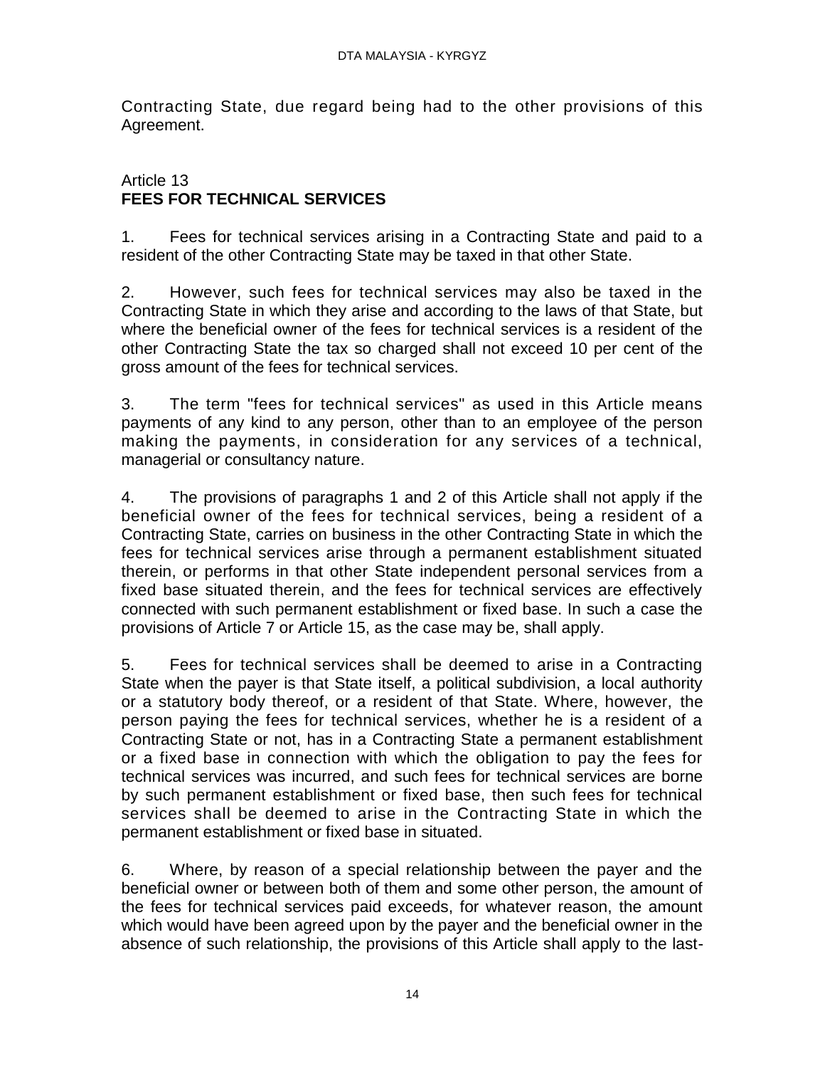Contracting State, due regard being had to the other provisions of this Agreement.

## Article 13
## FEES FOR TECHNICAL SERVICES

1. Fees for technical services arising in a Contracting State and paid to a resident of the other Contracting State may be taxed in that other State.

2. However, such fees for technical services may also be taxed in the Contracting State in which they arise and according to the laws of that State, but where the beneficial owner of the fees for technical services is a resident of the other Contracting State the tax so charged shall not exceed 10 per cent of the gross amount of the fees for technical services.

3. The term "fees for technical services" as used in this Article means payments of any kind to any person, other than to an employee of the person making the payments, in consideration for any services of a technical, managerial or consultancy nature.

4. The provisions of paragraphs 1 and 2 of this Article shall not apply if the beneficial owner of the fees for technical services, being a resident of a Contracting State, carries on business in the other Contracting State in which the fees for technical services arise through a permanent establishment situated therein, or performs in that other State independent personal services from a fixed base situated therein, and the fees for technical services are effectively connected with such permanent establishment or fixed base. In such a case the provisions of Article 7 or Article 15, as the case may be, shall apply.

5. Fees for technical services shall be deemed to arise in a Contracting State when the payer is that State itself, a political subdivision, a local authority or a statutory body thereof, or a resident of that State. Where, however, the person paying the fees for technical services, whether he is a resident of a Contracting State or not, has in a Contracting State a permanent establishment or a fixed base in connection with which the obligation to pay the fees for technical services was incurred, and such fees for technical services are borne by such permanent establishment or fixed base, then such fees for technical services shall be deemed to arise in the Contracting State in which the permanent establishment or fixed base in situated.

6. Where, by reason of a special relationship between the payer and the beneficial owner or between both of them and some other person, the amount of the fees for technical services paid exceeds, for whatever reason, the amount which would have been agreed upon by the payer and the beneficial owner in the absence of such relationship, the provisions of this Article shall apply to the last-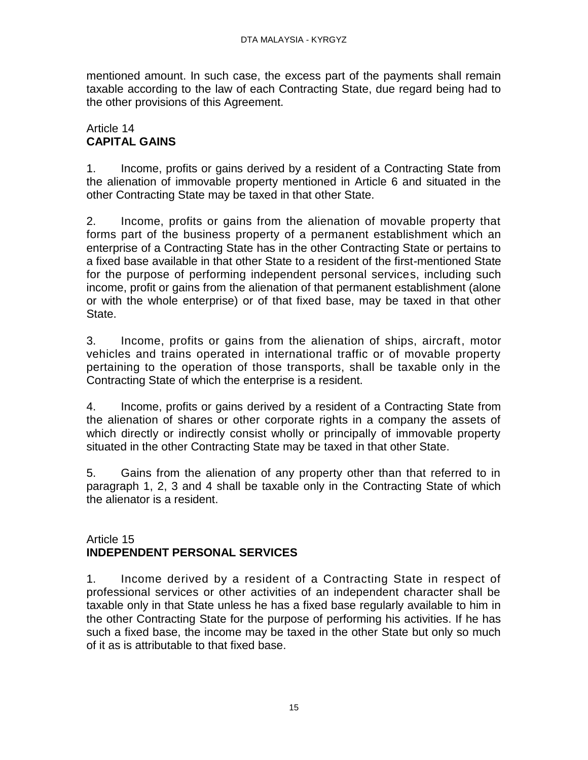mentioned amount. In such case, the excess part of the payments shall remain taxable according to the law of each Contracting State, due regard being had to the other provisions of this Agreement.

## Article 14
## **CAPITAL GAINS**

1. Income, profits or gains derived by a resident of a Contracting State from the alienation of immovable property mentioned in Article 6 and situated in the other Contracting State may be taxed in that other State.

2. Income, profits or gains from the alienation of movable property that forms part of the business property of a permanent establishment which an enterprise of a Contracting State has in the other Contracting State or pertains to a fixed base available in that other State to a resident of the first-mentioned State for the purpose of performing independent personal services, including such income, profit or gains from the alienation of that permanent establishment (alone or with the whole enterprise) or of that fixed base, may be taxed in that other State.

3. Income, profits or gains from the alienation of ships, aircraft, motor vehicles and trains operated in international traffic or of movable property pertaining to the operation of those transports, shall be taxable only in the Contracting State of which the enterprise is a resident.

4. Income, profits or gains derived by a resident of a Contracting State from the alienation of shares or other corporate rights in a company the assets of which directly or indirectly consist wholly or principally of immovable property situated in the other Contracting State may be taxed in that other State.

5. Gains from the alienation of any property other than that referred to in paragraph 1, 2, 3 and 4 shall be taxable only in the Contracting State of which the alienator is a resident.

## Article 15
## **INDEPENDENT PERSONAL SERVICES**

1. Income derived by a resident of a Contracting State in respect of professional services or other activities of an independent character shall be taxable only in that State unless he has a fixed base regularly available to him in the other Contracting State for the purpose of performing his activities. If he has such a fixed base, the income may be taxed in the other State but only so much of it as is attributable to that fixed base.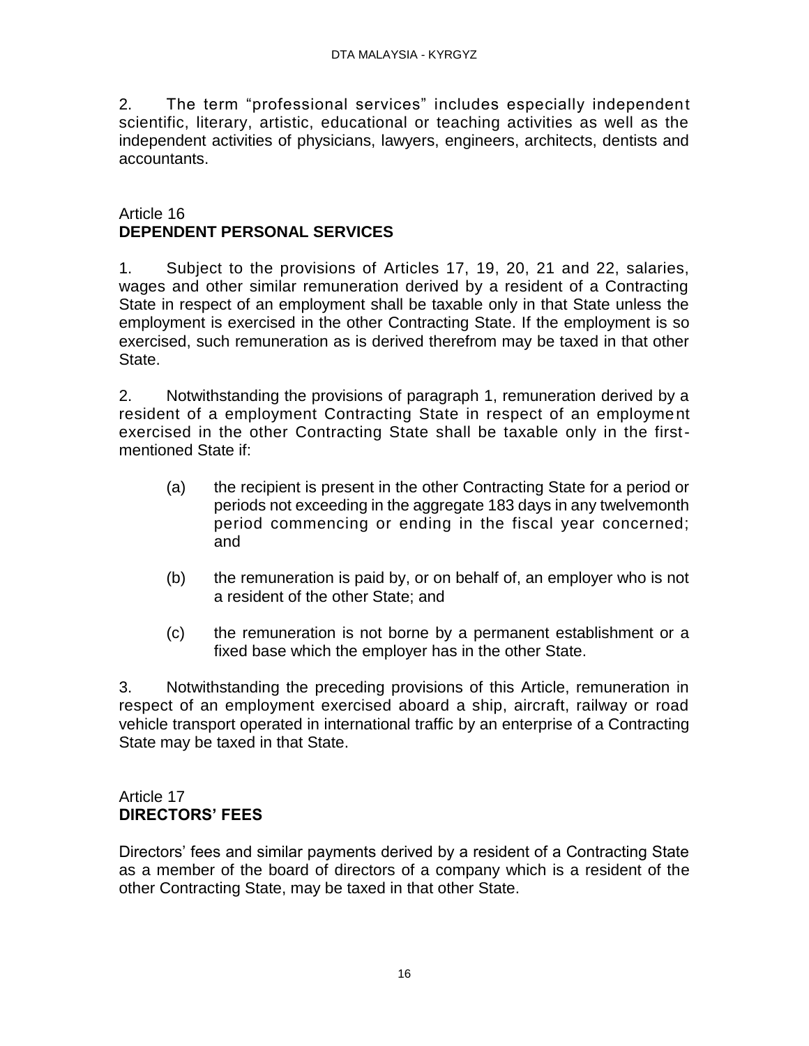2. The term "professional services" includes especially independent scientific, literary, artistic, educational or teaching activities as well as the independent activities of physicians, lawyers, engineers, architects, dentists and accountants.

## Article 16
## DEPENDENT PERSONAL SERVICES

1. Subject to the provisions of Articles 17, 19, 20, 21 and 22, salaries, wages and other similar remuneration derived by a resident of a Contracting State in respect of an employment shall be taxable only in that State unless the employment is exercised in the other Contracting State. If the employment is so exercised, such remuneration as is derived therefrom may be taxed in that other State.

2. Notwithstanding the provisions of paragraph 1, remuneration derived by a resident of a employment Contracting State in respect of an employment exercised in the other Contracting State shall be taxable only in the first-mentioned State if:

(a) the recipient is present in the other Contracting State for a period or periods not exceeding in the aggregate 183 days in any twelvemonth period commencing or ending in the fiscal year concerned; and

(b) the remuneration is paid by, or on behalf of, an employer who is not a resident of the other State; and

(c) the remuneration is not borne by a permanent establishment or a fixed base which the employer has in the other State.

3. Notwithstanding the preceding provisions of this Article, remuneration in respect of an employment exercised aboard a ship, aircraft, railway or road vehicle transport operated in international traffic by an enterprise of a Contracting State may be taxed in that State.

## Article 17
## DIRECTORS' FEES

Directors' fees and similar payments derived by a resident of a Contracting State as a member of the board of directors of a company which is a resident of the other Contracting State, may be taxed in that other State.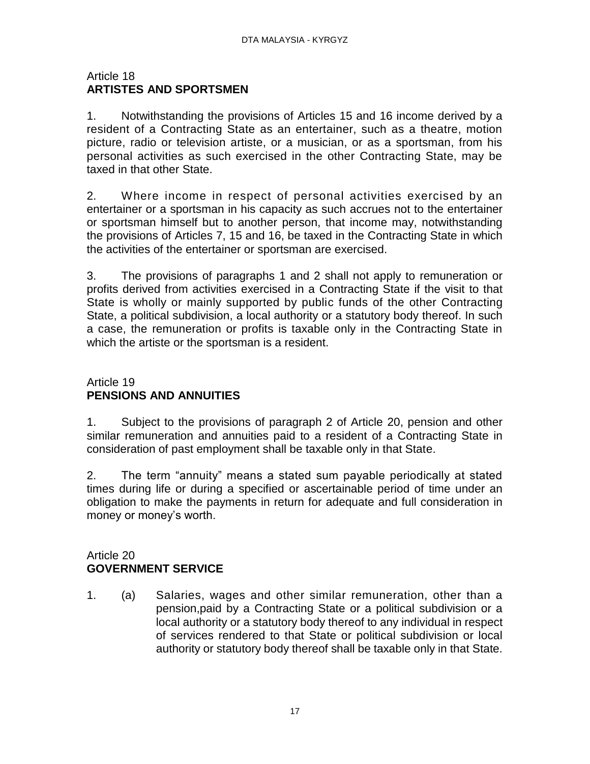## Article 18
**ARTISTES AND SPORTSMEN**

1. Notwithstanding the provisions of Articles 15 and 16 income derived by a resident of a Contracting State as an entertainer, such as a theatre, motion picture, radio or television artiste, or a musician, or as a sportsman, from his personal activities as such exercised in the other Contracting State, may be taxed in that other State.

2. Where income in respect of personal activities exercised by an entertainer or a sportsman in his capacity as such accrues not to the entertainer or sportsman himself but to another person, that income may, notwithstanding the provisions of Articles 7, 15 and 16, be taxed in the Contracting State in which the activities of the entertainer or sportsman are exercised.

3. The provisions of paragraphs 1 and 2 shall not apply to remuneration or profits derived from activities exercised in a Contracting State if the visit to that State is wholly or mainly supported by public funds of the other Contracting State, a political subdivision, a local authority or a statutory body thereof. In such a case, the remuneration or profits is taxable only in the Contracting State in which the artiste or the sportsman is a resident.

## Article 19
**PENSIONS AND ANNUITIES**

1. Subject to the provisions of paragraph 2 of Article 20, pension and other similar remuneration and annuities paid to a resident of a Contracting State in consideration of past employment shall be taxable only in that State.

2. The term "annuity" means a stated sum payable periodically at stated times during life or during a specified or ascertainable period of time under an obligation to make the payments in return for adequate and full consideration in money or money's worth.

## Article 20
**GOVERNMENT SERVICE**

1. (a) Salaries, wages and other similar remuneration, other than a pension,paid by a Contracting State or a political subdivision or a local authority or a statutory body thereof to any individual in respect of services rendered to that State or political subdivision or local authority or statutory body thereof shall be taxable only in that State.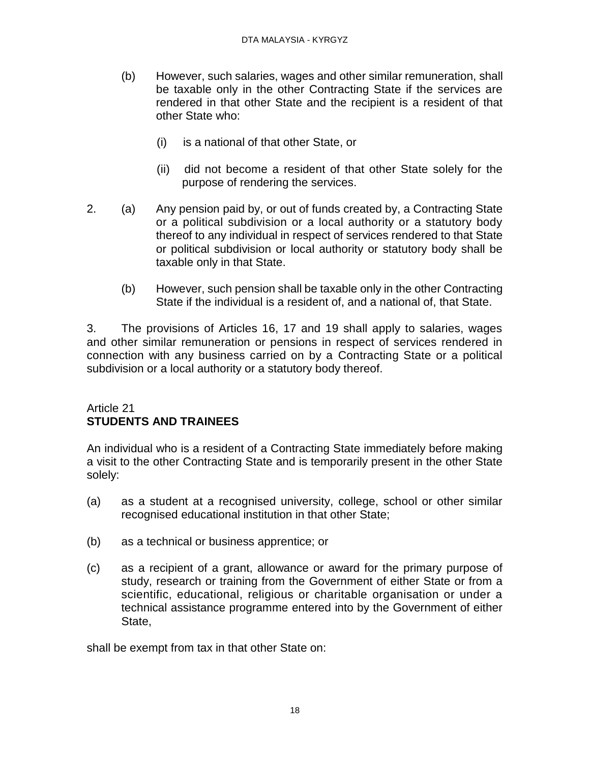(b) However, such salaries, wages and other similar remuneration, shall be taxable only in the other Contracting State if the services are rendered in that other State and the recipient is a resident of that other State who:

(i) is a national of that other State, or

(ii) did not become a resident of that other State solely for the purpose of rendering the services.

2. (a) Any pension paid by, or out of funds created by, a Contracting State or a political subdivision or a local authority or a statutory body thereof to any individual in respect of services rendered to that State or political subdivision or local authority or statutory body shall be taxable only in that State.

(b) However, such pension shall be taxable only in the other Contracting State if the individual is a resident of, and a national of, that State.

3. The provisions of Articles 16, 17 and 19 shall apply to salaries, wages and other similar remuneration or pensions in respect of services rendered in connection with any business carried on by a Contracting State or a political subdivision or a local authority or a statutory body thereof.

## Article 21
## **STUDENTS AND TRAINEES**

An individual who is a resident of a Contracting State immediately before making a visit to the other Contracting State and is temporarily present in the other State solely:

(a) as a student at a recognised university, college, school or other similar recognised educational institution in that other State;

(b) as a technical or business apprentice; or

(c) as a recipient of a grant, allowance or award for the primary purpose of study, research or training from the Government of either State or from a scientific, educational, religious or charitable organisation or under a technical assistance programme entered into by the Government of either State,

shall be exempt from tax in that other State on: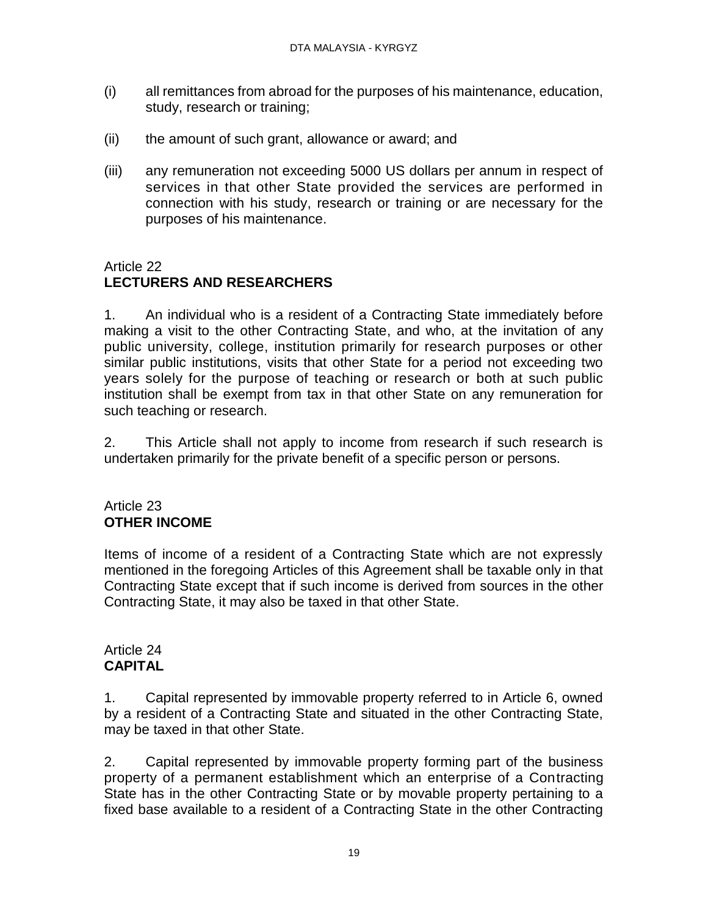(i) all remittances from abroad for the purposes of his maintenance, education, study, research or training;

(ii) the amount of such grant, allowance or award; and

(iii) any remuneration not exceeding 5000 US dollars per annum in respect of services in that other State provided the services are performed in connection with his study, research or training or are necessary for the purposes of his maintenance.

Article 22
**LECTURERS AND RESEARCHERS**

1. An individual who is a resident of a Contracting State immediately before making a visit to the other Contracting State, and who, at the invitation of any public university, college, institution primarily for research purposes or other similar public institutions, visits that other State for a period not exceeding two years solely for the purpose of teaching or research or both at such public institution shall be exempt from tax in that other State on any remuneration for such teaching or research.

2. This Article shall not apply to income from research if such research is undertaken primarily for the private benefit of a specific person or persons.

Article 23
**OTHER INCOME**

Items of income of a resident of a Contracting State which are not expressly mentioned in the foregoing Articles of this Agreement shall be taxable only in that Contracting State except that if such income is derived from sources in the other Contracting State, it may also be taxed in that other State.

Article 24
**CAPITAL**

1. Capital represented by immovable property referred to in Article 6, owned by a resident of a Contracting State and situated in the other Contracting State, may be taxed in that other State.

2. Capital represented by immovable property forming part of the business property of a permanent establishment which an enterprise of a Contracting State has in the other Contracting State or by movable property pertaining to a fixed base available to a resident of a Contracting State in the other Contracting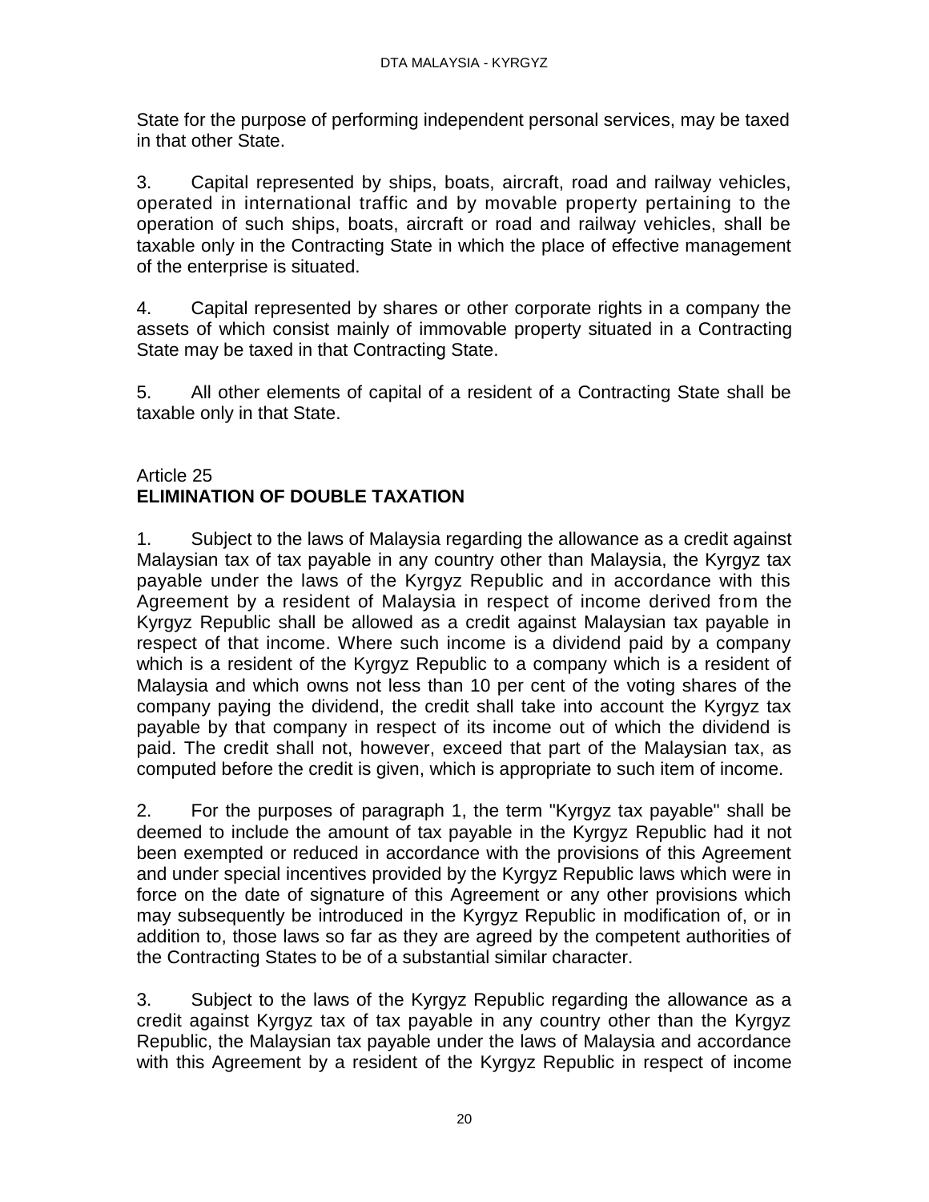State for the purpose of performing independent personal services, may be taxed in that other State.

3. Capital represented by ships, boats, aircraft, road and railway vehicles, operated in international traffic and by movable property pertaining to the operation of such ships, boats, aircraft or road and railway vehicles, shall be taxable only in the Contracting State in which the place of effective management of the enterprise is situated.

4. Capital represented by shares or other corporate rights in a company the assets of which consist mainly of immovable property situated in a Contracting State may be taxed in that Contracting State.

5. All other elements of capital of a resident of a Contracting State shall be taxable only in that State.

## Article 25
## **ELIMINATION OF DOUBLE TAXATION**

1. Subject to the laws of Malaysia regarding the allowance as a credit against Malaysian tax of tax payable in any country other than Malaysia, the Kyrgyz tax payable under the laws of the Kyrgyz Republic and in accordance with this Agreement by a resident of Malaysia in respect of income derived from the Kyrgyz Republic shall be allowed as a credit against Malaysian tax payable in respect of that income. Where such income is a dividend paid by a company which is a resident of the Kyrgyz Republic to a company which is a resident of Malaysia and which owns not less than 10 per cent of the voting shares of the company paying the dividend, the credit shall take into account the Kyrgyz tax payable by that company in respect of its income out of which the dividend is paid. The credit shall not, however, exceed that part of the Malaysian tax, as computed before the credit is given, which is appropriate to such item of income.

2. For the purposes of paragraph 1, the term "Kyrgyz tax payable" shall be deemed to include the amount of tax payable in the Kyrgyz Republic had it not been exempted or reduced in accordance with the provisions of this Agreement and under special incentives provided by the Kyrgyz Republic laws which were in force on the date of signature of this Agreement or any other provisions which may subsequently be introduced in the Kyrgyz Republic in modification of, or in addition to, those laws so far as they are agreed by the competent authorities of the Contracting States to be of a substantial similar character.

3. Subject to the laws of the Kyrgyz Republic regarding the allowance as a credit against Kyrgyz tax of tax payable in any country other than the Kyrgyz Republic, the Malaysian tax payable under the laws of Malaysia and accordance with this Agreement by a resident of the Kyrgyz Republic in respect of income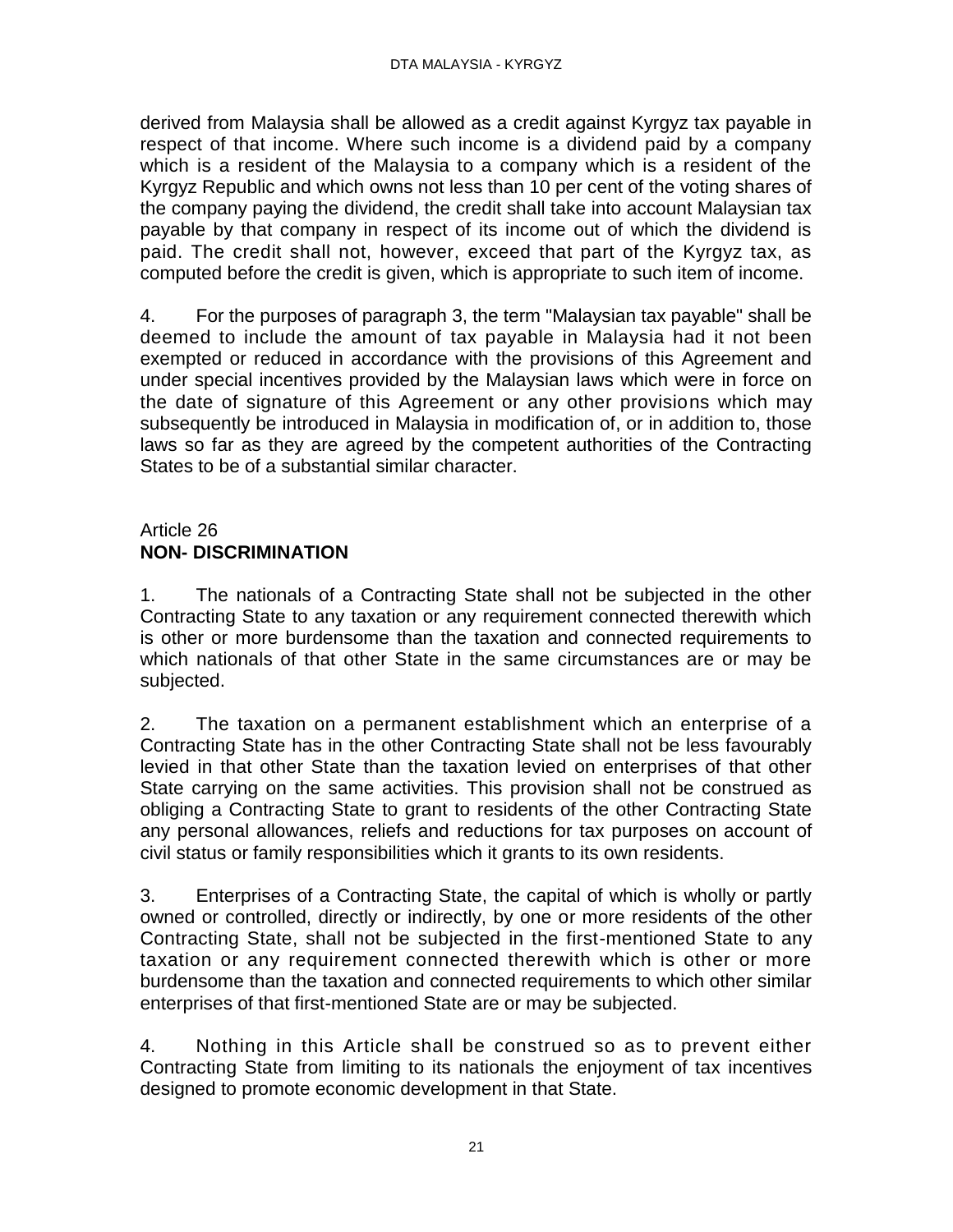derived from Malaysia shall be allowed as a credit against Kyrgyz tax payable in respect of that income. Where such income is a dividend paid by a company which is a resident of the Malaysia to a company which is a resident of the Kyrgyz Republic and which owns not less than 10 per cent of the voting shares of the company paying the dividend, the credit shall take into account Malaysian tax payable by that company in respect of its income out of which the dividend is paid. The credit shall not, however, exceed that part of the Kyrgyz tax, as computed before the credit is given, which is appropriate to such item of income.

4. For the purposes of paragraph 3, the term "Malaysian tax payable" shall be deemed to include the amount of tax payable in Malaysia had it not been exempted or reduced in accordance with the provisions of this Agreement and under special incentives provided by the Malaysian laws which were in force on the date of signature of this Agreement or any other provisions which may subsequently be introduced in Malaysia in modification of, or in addition to, those laws so far as they are agreed by the competent authorities of the Contracting States to be of a substantial similar character.

## Article 26
## NON- DISCRIMINATION

1. The nationals of a Contracting State shall not be subjected in the other Contracting State to any taxation or any requirement connected therewith which is other or more burdensome than the taxation and connected requirements to which nationals of that other State in the same circumstances are or may be subjected.

2. The taxation on a permanent establishment which an enterprise of a Contracting State has in the other Contracting State shall not be less favourably levied in that other State than the taxation levied on enterprises of that other State carrying on the same activities. This provision shall not be construed as obliging a Contracting State to grant to residents of the other Contracting State any personal allowances, reliefs and reductions for tax purposes on account of civil status or family responsibilities which it grants to its own residents.

3. Enterprises of a Contracting State, the capital of which is wholly or partly owned or controlled, directly or indirectly, by one or more residents of the other Contracting State, shall not be subjected in the first-mentioned State to any taxation or any requirement connected therewith which is other or more burdensome than the taxation and connected requirements to which other similar enterprises of that first-mentioned State are or may be subjected.

4. Nothing in this Article shall be construed so as to prevent either Contracting State from limiting to its nationals the enjoyment of tax incentives designed to promote economic development in that State.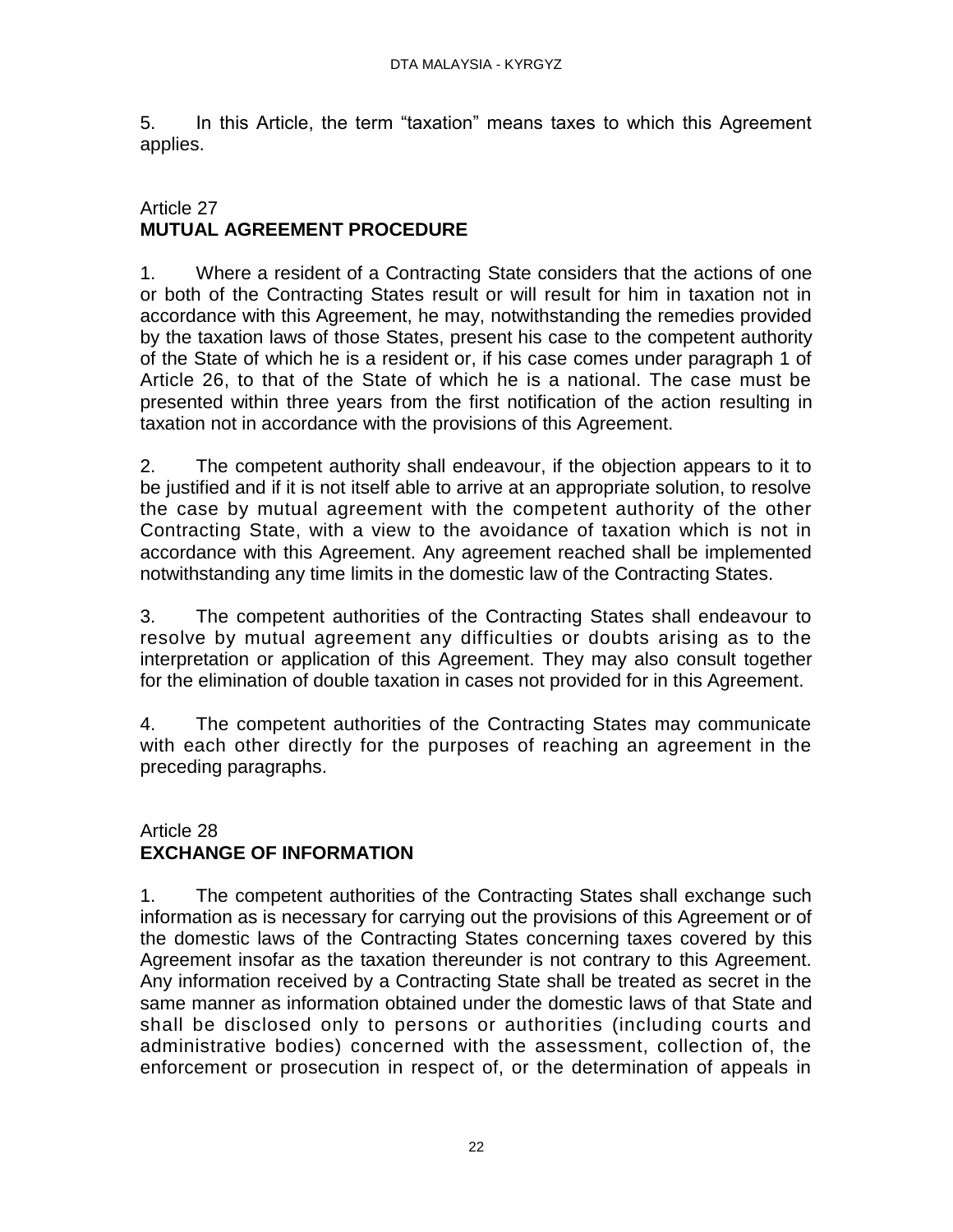5. In this Article, the term “taxation” means taxes to which this Agreement applies.

## Article 27
## MUTUAL AGREEMENT PROCEDURE

1. Where a resident of a Contracting State considers that the actions of one or both of the Contracting States result or will result for him in taxation not in accordance with this Agreement, he may, notwithstanding the remedies provided by the taxation laws of those States, present his case to the competent authority of the State of which he is a resident or, if his case comes under paragraph 1 of Article 26, to that of the State of which he is a national. The case must be presented within three years from the first notification of the action resulting in taxation not in accordance with the provisions of this Agreement.

2. The competent authority shall endeavour, if the objection appears to it to be justified and if it is not itself able to arrive at an appropriate solution, to resolve the case by mutual agreement with the competent authority of the other Contracting State, with a view to the avoidance of taxation which is not in accordance with this Agreement. Any agreement reached shall be implemented notwithstanding any time limits in the domestic law of the Contracting States.

3. The competent authorities of the Contracting States shall endeavour to resolve by mutual agreement any difficulties or doubts arising as to the interpretation or application of this Agreement. They may also consult together for the elimination of double taxation in cases not provided for in this Agreement.

4. The competent authorities of the Contracting States may communicate with each other directly for the purposes of reaching an agreement in the preceding paragraphs.

## Article 28
## EXCHANGE OF INFORMATION

1. The competent authorities of the Contracting States shall exchange such information as is necessary for carrying out the provisions of this Agreement or of the domestic laws of the Contracting States concerning taxes covered by this Agreement insofar as the taxation thereunder is not contrary to this Agreement. Any information received by a Contracting State shall be treated as secret in the same manner as information obtained under the domestic laws of that State and shall be disclosed only to persons or authorities (including courts and administrative bodies) concerned with the assessment, collection of, the enforcement or prosecution in respect of, or the determination of appeals in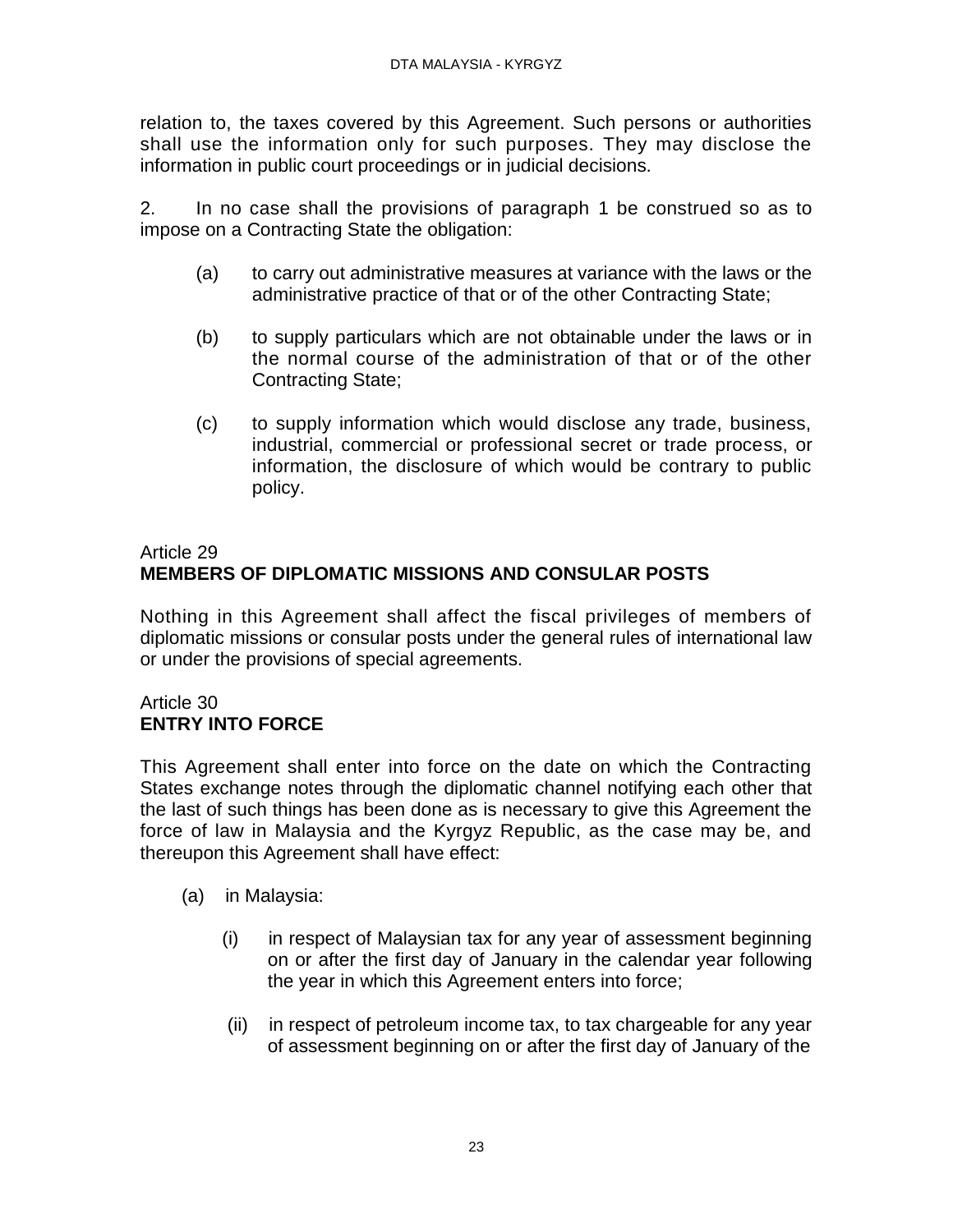relation to, the taxes covered by this Agreement. Such persons or authorities shall use the information only for such purposes. They may disclose the information in public court proceedings or in judicial decisions.

2. In no case shall the provisions of paragraph 1 be construed so as to impose on a Contracting State the obligation:

(a) to carry out administrative measures at variance with the laws or the administrative practice of that or of the other Contracting State;

(b) to supply particulars which are not obtainable under the laws or in the normal course of the administration of that or of the other Contracting State;

(c) to supply information which would disclose any trade, business, industrial, commercial or professional secret or trade process, or information, the disclosure of which would be contrary to public policy.

Article 29
**MEMBERS OF DIPLOMATIC MISSIONS AND CONSULAR POSTS**

Nothing in this Agreement shall affect the fiscal privileges of members of diplomatic missions or consular posts under the general rules of international law or under the provisions of special agreements.

Article 30
**ENTRY INTO FORCE**

This Agreement shall enter into force on the date on which the Contracting States exchange notes through the diplomatic channel notifying each other that the last of such things has been done as is necessary to give this Agreement the force of law in Malaysia and the Kyrgyz Republic, as the case may be, and thereupon this Agreement shall have effect:

(a) in Malaysia:

(i) in respect of Malaysian tax for any year of assessment beginning on or after the first day of January in the calendar year following the year in which this Agreement enters into force;

(ii) in respect of petroleum income tax, to tax chargeable for any year of assessment beginning on or after the first day of January of the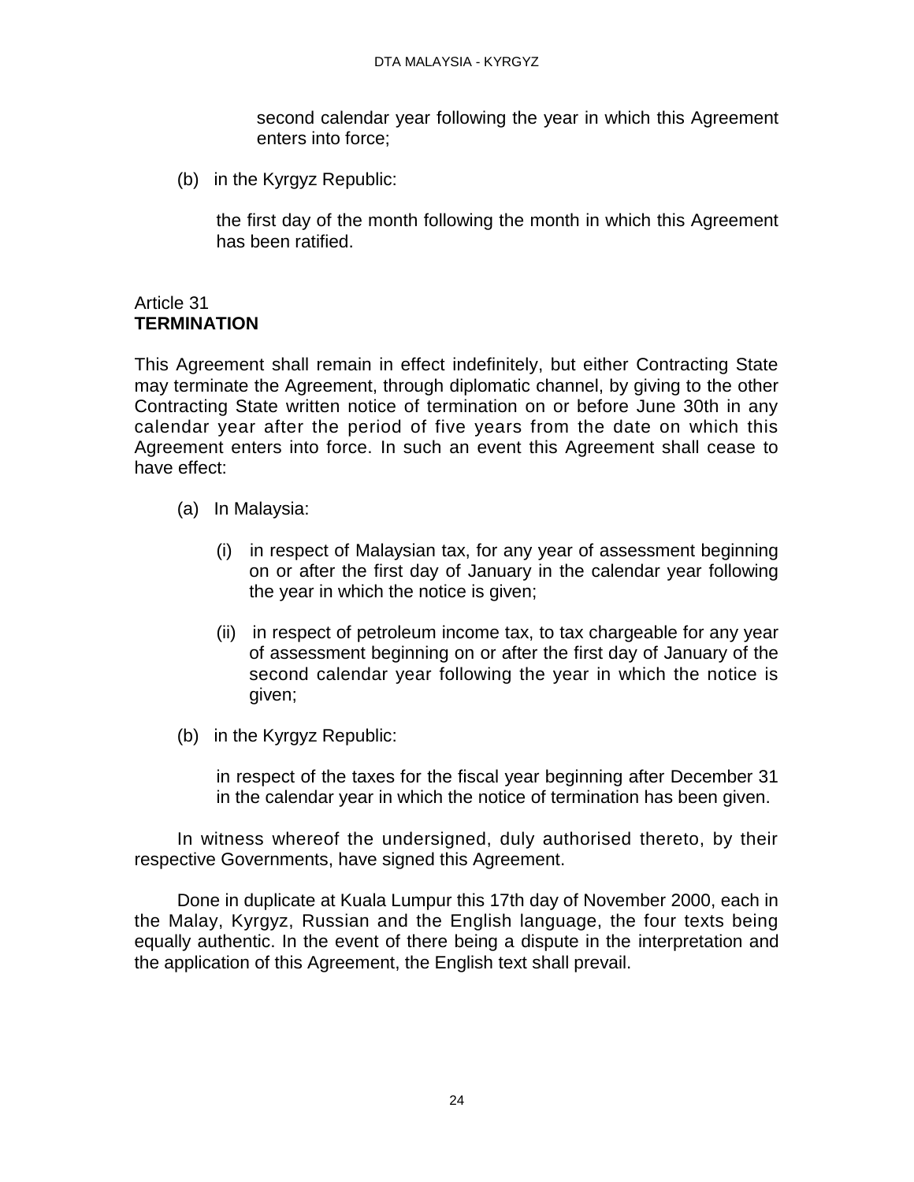second calendar year following the year in which this Agreement enters into force;

(b) in the Kyrgyz Republic:

the first day of the month following the month in which this Agreement has been ratified.

Article 31
**TERMINATION**

This Agreement shall remain in effect indefinitely, but either Contracting State may terminate the Agreement, through diplomatic channel, by giving to the other Contracting State written notice of termination on or before June 30th in any calendar year after the period of five years from the date on which this Agreement enters into force. In such an event this Agreement shall cease to have effect:

(a) In Malaysia:

(i) in respect of Malaysian tax, for any year of assessment beginning on or after the first day of January in the calendar year following the year in which the notice is given;

(ii) in respect of petroleum income tax, to tax chargeable for any year of assessment beginning on or after the first day of January of the second calendar year following the year in which the notice is given;

(b) in the Kyrgyz Republic:

in respect of the taxes for the fiscal year beginning after December 31 in the calendar year in which the notice of termination has been given.

In witness whereof the undersigned, duly authorised thereto, by their respective Governments, have signed this Agreement.

Done in duplicate at Kuala Lumpur this 17th day of November 2000, each in the Malay, Kyrgyz, Russian and the English language, the four texts being equally authentic. In the event of there being a dispute in the interpretation and the application of this Agreement, the English text shall prevail.